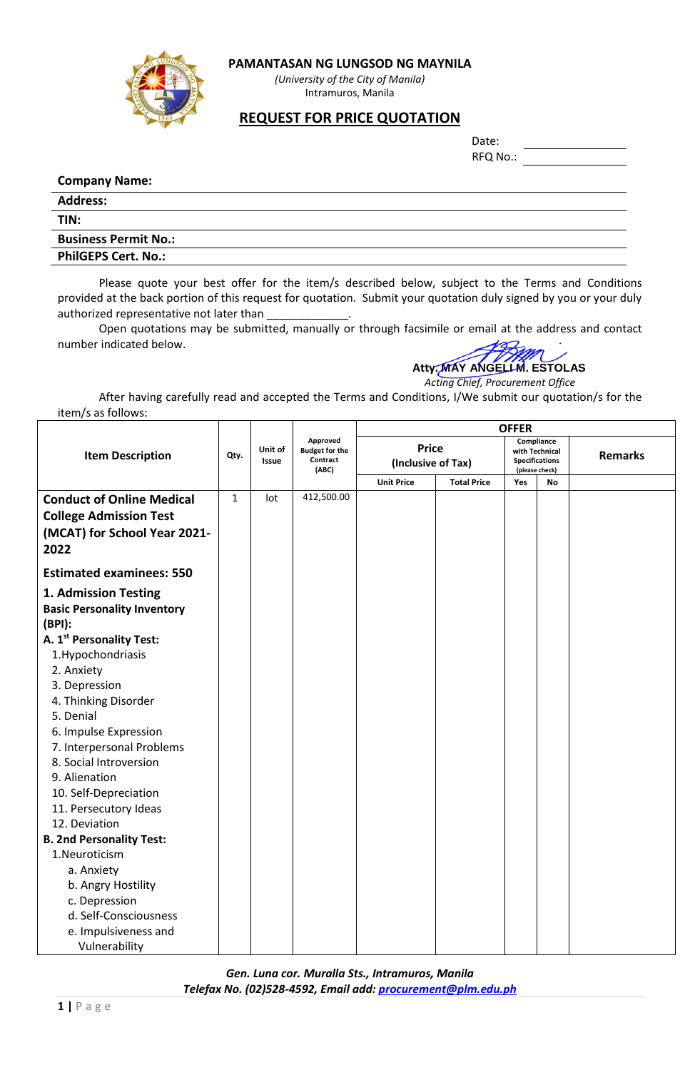**PAMANTASAN NG LUNGSOD NG MAYNILA**
*(University of the City of Manila)*
Intramuros, Manila

# REQUEST FOR PRICE QUOTATION

Date: ____________
RFQ No.: ____________

**Company Name:**
**Address:**
**TIN:**
**Business Permit No.:**
**PhilGEPS Cert. No.:**

Please quote your best offer for the item/s described below, subject to the Terms and Conditions provided at the back portion of this request for quotation. Submit your quotation duly signed by you or your duly authorized representative not later than _____________.

Open quotations may be submitted, manually or through facsimile or email at the address and contact number indicated below.

**Atty. MAY ANGELI M. ESTOLAS**
*Acting Chief, Procurement Office*

After having carefully read and accepted the Terms and Conditions, I/We submit our quotation/s for the item/s as follows:

| Item Description | Qty. | Unit of Issue | Approved Budget for the Contract (ABC) | OFFER | | | | |
|---|---|---|---|---|---|---|---|---|
| | | | | Price (Inclusive of Tax) | | Compliance with Technical Specifications (please check) | | Remarks |
| | | | | Unit Price | Total Price | Yes | No | |
| **Conduct of Online Medical College Admission Test (MCAT) for School Year 2021-2022**<br><br>**Estimated examinees: 550**<br><br>**1. Admission Testing**<br>**Basic Personality Inventory (BPI):**<br>**A. 1st Personality Test:**<br>1.Hypochondriasis<br>2. Anxiety<br>3. Depression<br>4. Thinking Disorder<br>5. Denial<br>6. Impulse Expression<br>7. Interpersonal Problems<br>8. Social Introversion<br>9. Alienation<br>10. Self-Depreciation<br>11. Persecutory Ideas<br>12. Deviation<br>**B. 2nd Personality Test:**<br>1.Neuroticism<br>a. Anxiety<br>b. Angry Hostility<br>c. Depression<br>d. Self-Consciousness<br>e. Impulsiveness and Vulnerability | 1 | lot | 412,500.00 | | | | | |

*Gen. Luna cor. Muralla Sts., Intramuros, Manila*
*Telefax No. (02)528-4592, Email add: procurement@plm.edu.ph*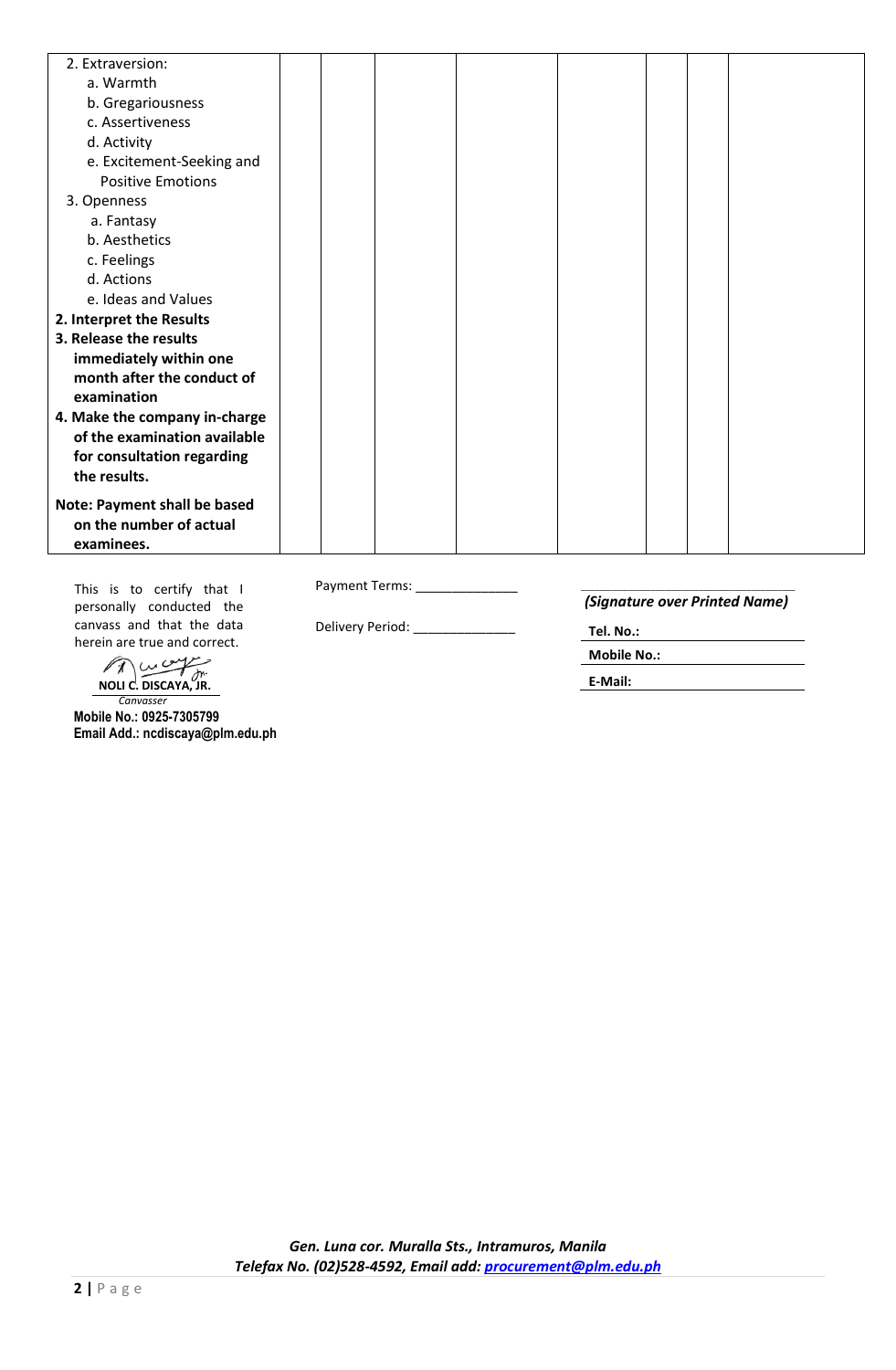| | | | | | | | |
|---|---|---|---|---|---|---|---|
| 2. Extraversion:<br>a. Warmth<br>b. Gregariousness<br>c. Assertiveness<br>d. Activity<br>e. Excitement-Seeking and Positive Emotions<br>3. Openness<br>a. Fantasy<br>b. Aesthetics<br>c. Feelings<br>d. Actions<br>e. Ideas and Values<br>**2. Interpret the Results**<br>**3. Release the results immediately within one month after the conduct of examination**<br>**4. Make the company in-charge of the examination available for consultation regarding the results.**<br><br>**Note: Payment shall be based on the number of actual examinees.** | | | | | | | |

This is to certify that I personally conducted the canvass and that the data herein are true and correct.

**NOLI C. DISCAYA, JR.**
*Canvasser*
**Mobile No.: 0925-7305799**
**Email Add.: ncdiscaya@plm.edu.ph**

Payment Terms: ______________

Delivery Period: ______________

______________________________
***(Signature over Printed Name)***

**Tel. No.:**

**Mobile No.:**

**E-Mail:**

***Gen. Luna cor. Muralla Sts., Intramuros, Manila***
***Telefax No. (02)528-4592, Email add: procurement@plm.edu.ph***